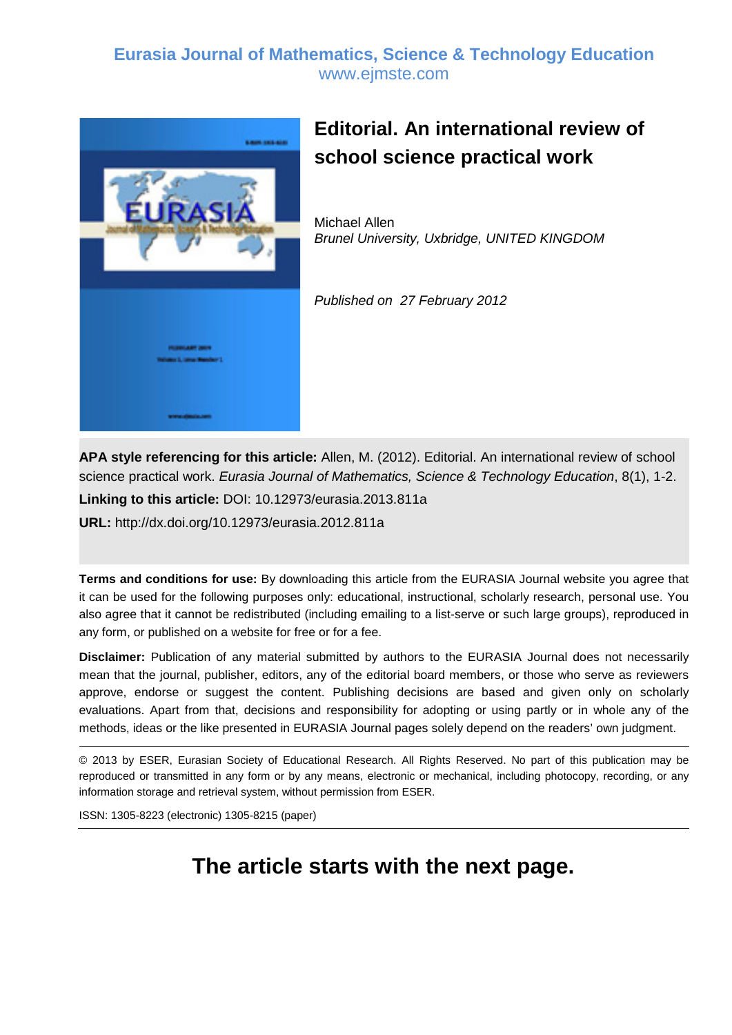**Eurasia Journal of Mathematics, Science & Technology Education**
www.ejmste.com

# Editorial. An international review of school science practical work

Michael Allen
*Brunel University, Uxbridge, UNITED KINGDOM*

*Published on 27 February 2012*

**APA style referencing for this article:** Allen, M. (2012). Editorial. An international review of school science practical work. *Eurasia Journal of Mathematics, Science & Technology Education*, 8(1), 1-2.

**Linking to this article:** DOI: 10.12973/eurasia.2013.811a

**URL:** http://dx.doi.org/10.12973/eurasia.2012.811a

**Terms and conditions for use:** By downloading this article from the EURASIA Journal website you agree that it can be used for the following purposes only: educational, instructional, scholarly research, personal use. You also agree that it cannot be redistributed (including emailing to a list-serve or such large groups), reproduced in any form, or published on a website for free or for a fee.

**Disclaimer:** Publication of any material submitted by authors to the EURASIA Journal does not necessarily mean that the journal, publisher, editors, any of the editorial board members, or those who serve as reviewers approve, endorse or suggest the content. Publishing decisions are based and given only on scholarly evaluations. Apart from that, decisions and responsibility for adopting or using partly or in whole any of the methods, ideas or the like presented in EURASIA Journal pages solely depend on the readers' own judgment.

© 2013 by ESER, Eurasian Society of Educational Research. All Rights Reserved. No part of this publication may be reproduced or transmitted in any form or by any means, electronic or mechanical, including photocopy, recording, or any information storage and retrieval system, without permission from ESER.

ISSN: 1305-8223 (electronic) 1305-8215 (paper)

## The article starts with the next page.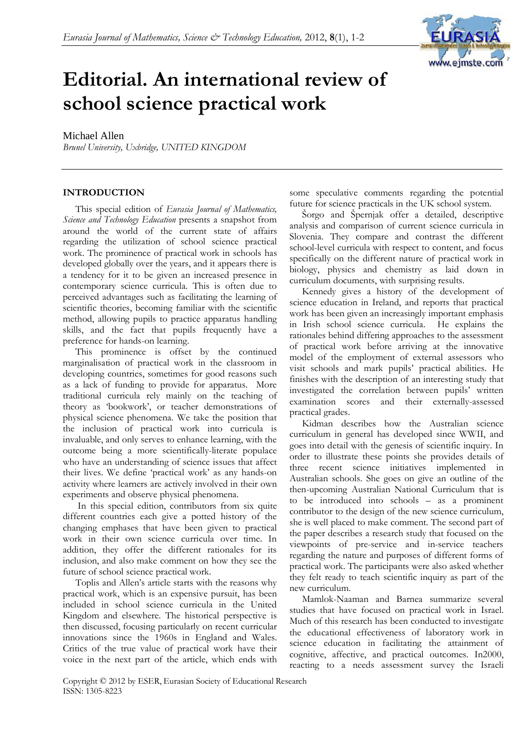# Editorial. An international review of school science practical work

Michael Allen
*Brunel University, Uxbridge, UNITED KINGDOM*

## INTRODUCTION

This special edition of *Eurasia Journal of Mathematics, Science and Technology Education* presents a snapshot from around the world of the current state of affairs regarding the utilization of school science practical work. The prominence of practical work in schools has developed globally over the years, and it appears there is a tendency for it to be given an increased presence in contemporary science curricula. This is often due to perceived advantages such as facilitating the learning of scientific theories, becoming familiar with the scientific method, allowing pupils to practice apparatus handling skills, and the fact that pupils frequently have a preference for hands-on learning.

This prominence is offset by the continued marginalisation of practical work in the classroom in developing countries, sometimes for good reasons such as a lack of funding to provide for apparatus. More traditional curricula rely mainly on the teaching of theory as 'bookwork', or teacher demonstrations of physical science phenomena. We take the position that the inclusion of practical work into curricula is invaluable, and only serves to enhance learning, with the outcome being a more scientifically-literate populace who have an understanding of science issues that affect their lives. We define 'practical work' as any hands-on activity where learners are actively involved in their own experiments and observe physical phenomena.

In this special edition, contributors from six quite different countries each give a potted history of the changing emphases that have been given to practical work in their own science curricula over time. In addition, they offer the different rationales for its inclusion, and also make comment on how they see the future of school science practical work.

Toplis and Allen's article starts with the reasons why practical work, which is an expensive pursuit, has been included in school science curricula in the United Kingdom and elsewhere. The historical perspective is then discussed, focusing particularly on recent curricular innovations since the 1960s in England and Wales. Critics of the true value of practical work have their voice in the next part of the article, which ends with some speculative comments regarding the potential future for science practicals in the UK school system.

Šorgo and Špernjak offer a detailed, descriptive analysis and comparison of current science curricula in Slovenia. They compare and contrast the different school-level curricula with respect to content, and focus specifically on the different nature of practical work in biology, physics and chemistry as laid down in curriculum documents, with surprising results.

Kennedy gives a history of the development of science education in Ireland, and reports that practical work has been given an increasingly important emphasis in Irish school science curricula. He explains the rationales behind differing approaches to the assessment of practical work before arriving at the innovative model of the employment of external assessors who visit schools and mark pupils' practical abilities. He finishes with the description of an interesting study that investigated the correlation between pupils' written examination scores and their externally-assessed practical grades.

Kidman describes how the Australian science curriculum in general has developed since WWII, and goes into detail with the genesis of scientific inquiry. In order to illustrate these points she provides details of three recent science initiatives implemented in Australian schools. She goes on give an outline of the then-upcoming Australian National Curriculum that is to be introduced into schools – as a prominent contributor to the design of the new science curriculum, she is well placed to make comment. The second part of the paper describes a research study that focused on the viewpoints of pre-service and in-service teachers regarding the nature and purposes of different forms of practical work. The participants were also asked whether they felt ready to teach scientific inquiry as part of the new curriculum.

Mamlok-Naaman and Barnea summarize several studies that have focused on practical work in Israel. Much of this research has been conducted to investigate the educational effectiveness of laboratory work in science education in facilitating the attainment of cognitive, affective, and practical outcomes. In2000, reacting to a needs assessment survey the Israeli

Copyright © 2012 by ESER, Eurasian Society of Educational Research
ISSN: 1305-8223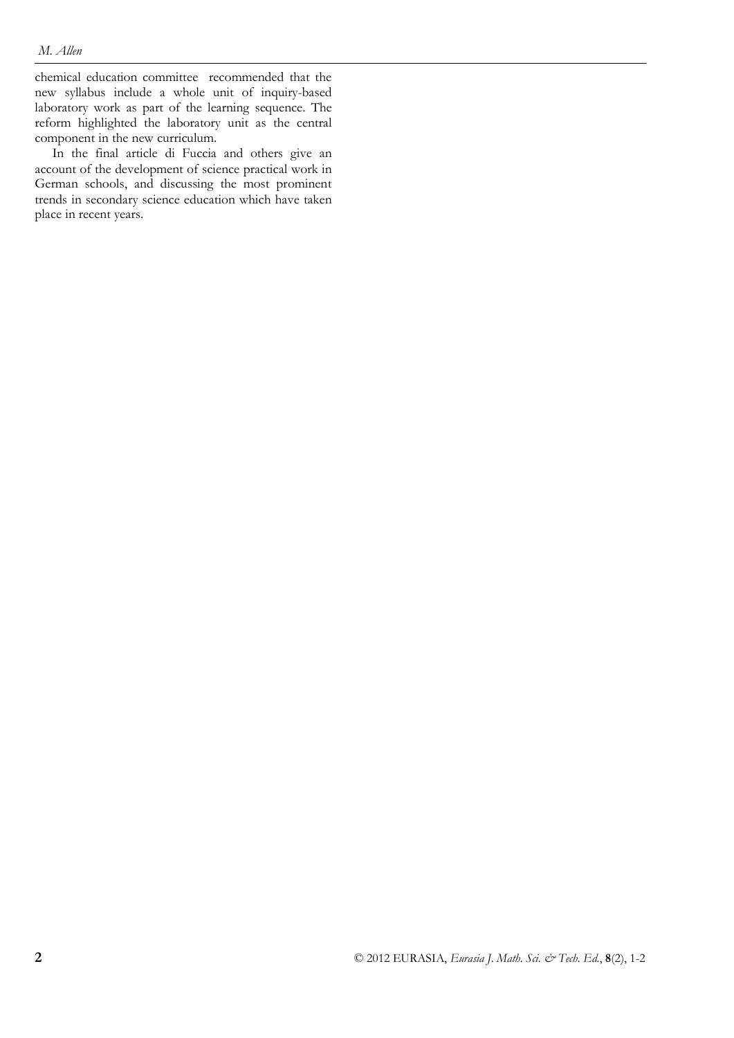chemical education committee recommended that the new syllabus include a whole unit of inquiry-based laboratory work as part of the learning sequence. The reform highlighted the laboratory unit as the central component in the new curriculum.

In the final article di Fuccia and others give an account of the development of science practical work in German schools, and discussing the most prominent trends in secondary science education which have taken place in recent years.